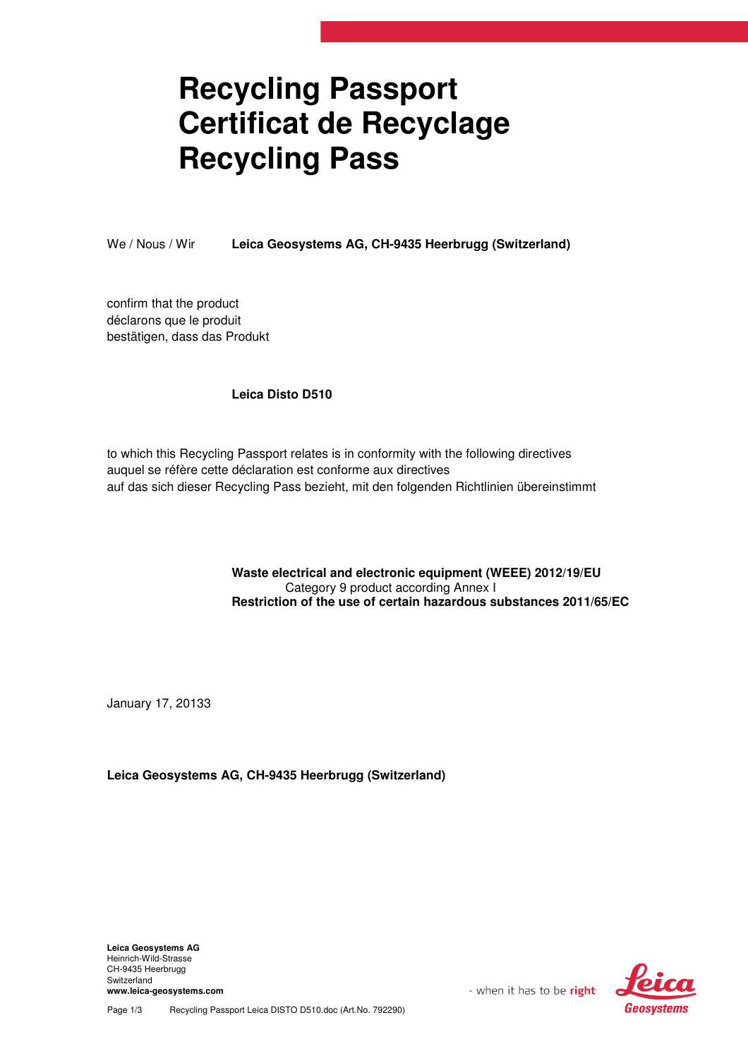# Recycling Passport
# Certificat de Recyclage
# Recycling Pass

We / Nous / Wir **Leica Geosystems AG, CH-9435 Heerbrugg (Switzerland)**

confirm that the product
déclarons que le produit
bestätigen, dass das Produkt

**Leica Disto D510**

to which this Recycling Passport relates is in conformity with the following directives
auquel se réfère cette déclaration est conforme aux directives
auf das sich dieser Recycling Pass bezieht, mit den folgenden Richtlinien übereinstimmt

**Waste electrical and electronic equipment (WEEE) 2012/19/EU**
Category 9 product according Annex I
**Restriction of the use of certain hazardous substances 2011/65/EC**

January 17, 20133

**Leica Geosystems AG, CH-9435 Heerbrugg (Switzerland)**

**Leica Geosystems AG**
Heinrich-Wild-Strasse
CH-9435 Heerbrugg
Switzerland
**www.leica-geosystems.com**

- when it has to be **right**

Recycling Passport Leica DISTO D510.doc (Art.No. 792290)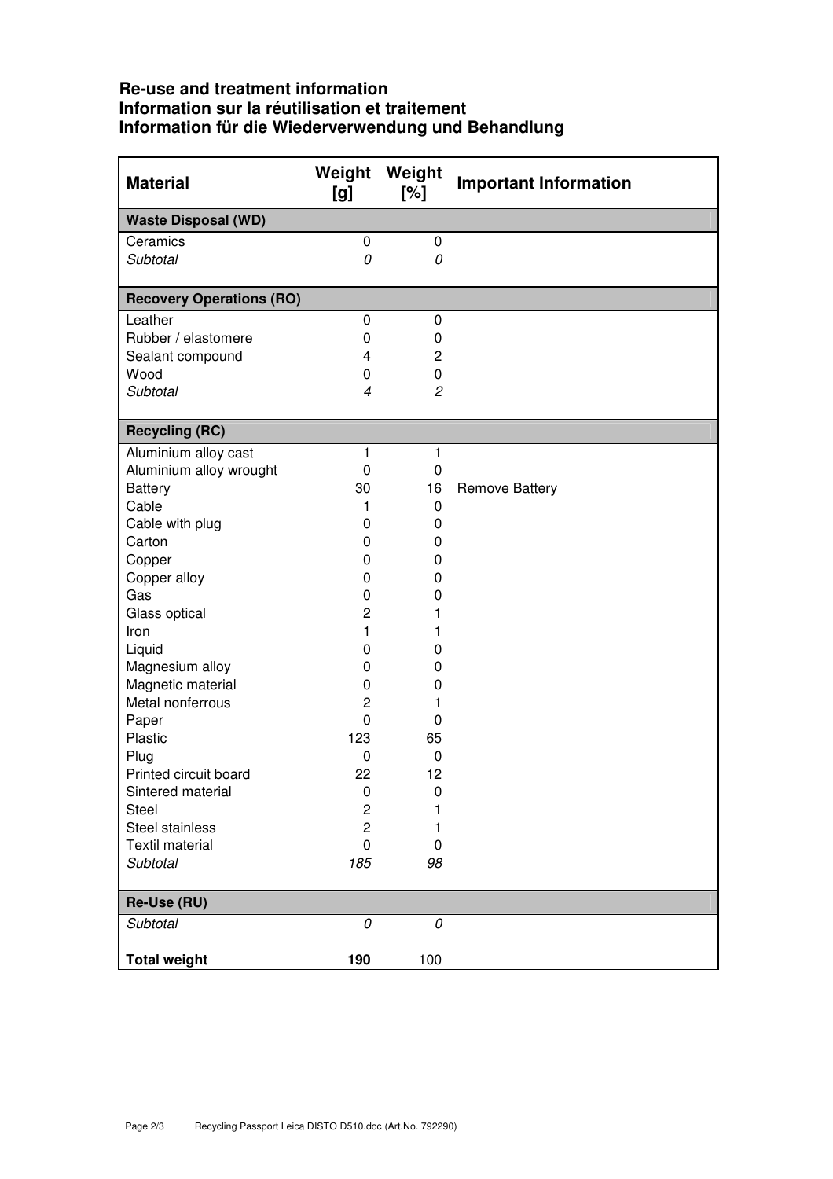**Re-use and treatment information**
**Information sur la réutilisation et traitement**
**Information für die Wiederverwendung und Behandlung**

| Material | Weight [g] | Weight [%] | Important Information |
|---|---|---|---|
| **Waste Disposal (WD)** | | | |
| Ceramics | 0 | 0 | |
| *Subtotal* | *0* | *0* | |
| **Recovery Operations (RO)** | | | |
| Leather | 0 | 0 | |
| Rubber / elastomere | 0 | 0 | |
| Sealant compound | 4 | 2 | |
| Wood | 0 | 0 | |
| *Subtotal* | *4* | *2* | |
| **Recycling (RC)** | | | |
| Aluminium alloy cast | 1 | 1 | |
| Aluminium alloy wrought | 0 | 0 | |
| Battery | 30 | 16 | Remove Battery |
| Cable | 1 | 0 | |
| Cable with plug | 0 | 0 | |
| Carton | 0 | 0 | |
| Copper | 0 | 0 | |
| Copper alloy | 0 | 0 | |
| Gas | 0 | 0 | |
| Glass optical | 2 | 1 | |
| Iron | 1 | 1 | |
| Liquid | 0 | 0 | |
| Magnesium alloy | 0 | 0 | |
| Magnetic material | 0 | 0 | |
| Metal nonferrous | 2 | 1 | |
| Paper | 0 | 0 | |
| Plastic | 123 | 65 | |
| Plug | 0 | 0 | |
| Printed circuit board | 22 | 12 | |
| Sintered material | 0 | 0 | |
| Steel | 2 | 1 | |
| Steel stainless | 2 | 1 | |
| Textil material | 0 | 0 | |
| *Subtotal* | *185* | *98* | |
| **Re-Use (RU)** | | | |
| *Subtotal* | *0* | *0* | |
| **Total weight** | **190** | 100 | |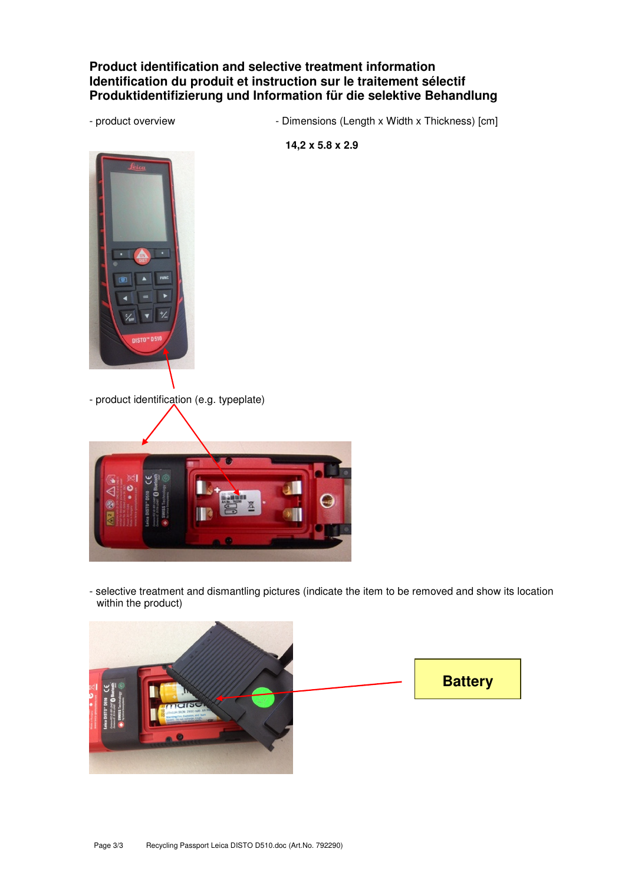# Product identification and selective treatment information
# Identification du produit et instruction sur le traitement sélectif
# Produktidentifizierung und Information für die selektive Behandlung

- product overview

- Dimensions (Length x Width x Thickness) [cm]

**14,2 x 5.8 x 2.9**

- product identification (e.g. typeplate)

- selective treatment and dismantling pictures (indicate the item to be removed and show its location within the product)

**Battery**

Recycling Passport Leica DISTO D510.doc (Art.No. 792290)